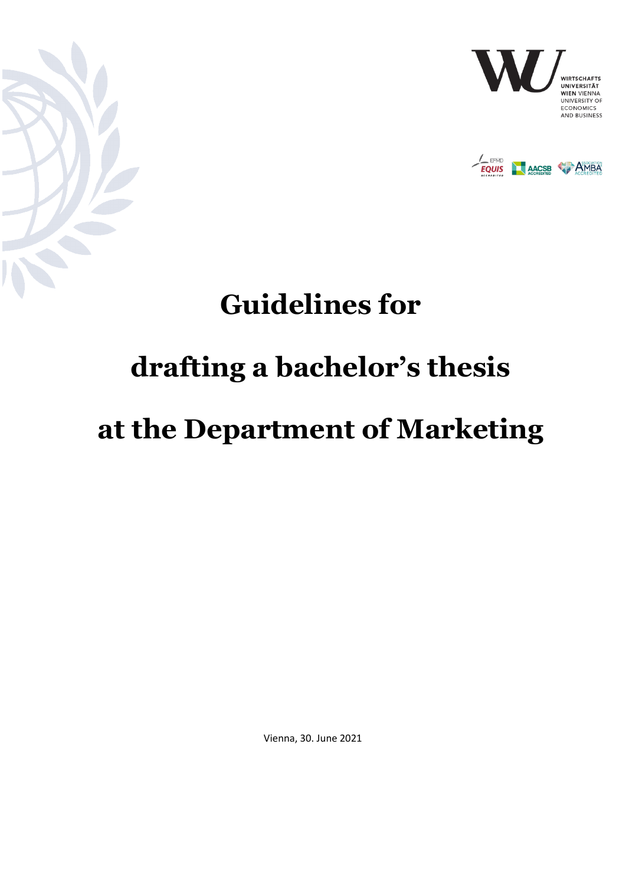WIRTSCHAFTS UNIVERSITÄT WIEN VIENNA UNIVERSITY OF ECONOMICS AND BUSINESS

# Guidelines for drafting a bachelor's thesis at the Department of Marketing

Vienna, 30. June 2021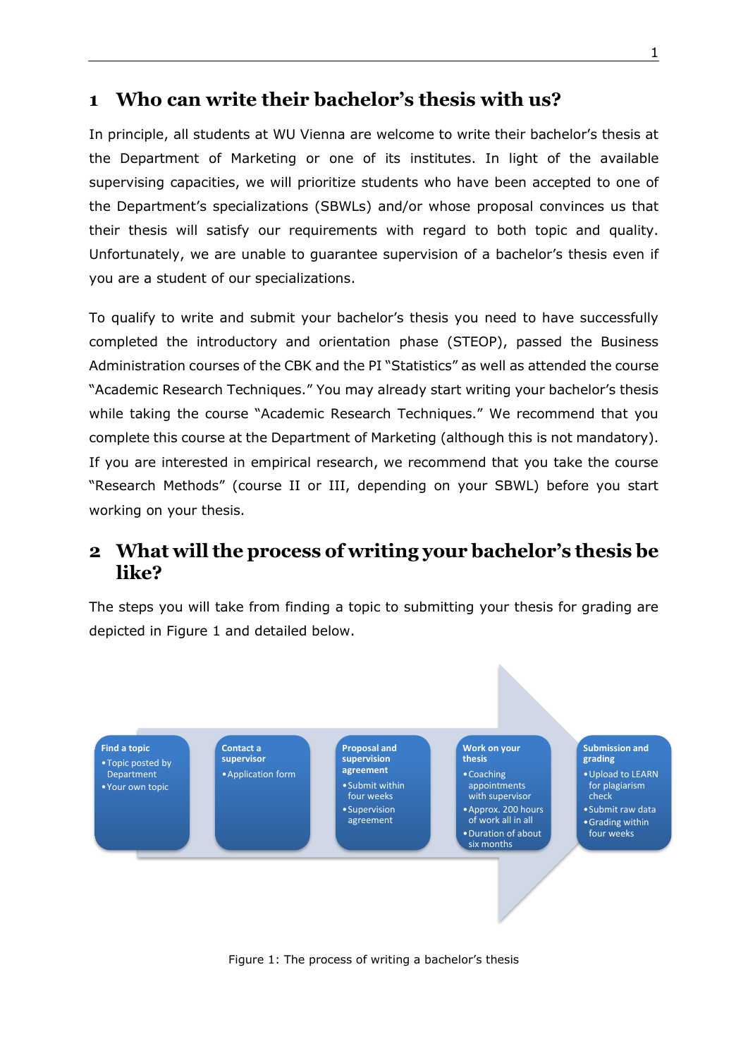# 1 Who can write their bachelor's thesis with us?

In principle, all students at WU Vienna are welcome to write their bachelor's thesis at the Department of Marketing or one of its institutes. In light of the available supervising capacities, we will prioritize students who have been accepted to one of the Department's specializations (SBWLs) and/or whose proposal convinces us that their thesis will satisfy our requirements with regard to both topic and quality. Unfortunately, we are unable to guarantee supervision of a bachelor's thesis even if you are a student of our specializations.

To qualify to write and submit your bachelor's thesis you need to have successfully completed the introductory and orientation phase (STEOP), passed the Business Administration courses of the CBK and the PI "Statistics" as well as attended the course "Academic Research Techniques." You may already start writing your bachelor's thesis while taking the course "Academic Research Techniques." We recommend that you complete this course at the Department of Marketing (although this is not mandatory). If you are interested in empirical research, we recommend that you take the course "Research Methods" (course II or III, depending on your SBWL) before you start working on your thesis.

# 2 What will the process of writing your bachelor's thesis be like?

The steps you will take from finding a topic to submitting your thesis for grading are depicted in Figure 1 and detailed below.

**Find a topic**
- Topic posted by Department
- Your own topic

**Contact a supervisor**
- Application form

**Proposal and supervision agreement**
- Submit within four weeks
- Supervision agreement

**Work on your thesis**
- Coaching appointments with supervisor
- Approx. 200 hours of work all in all
- Duration of about six months

**Submission and grading**
- Upload to LEARN for plagiarism check
- Submit raw data
- Grading within four weeks

Figure 1: The process of writing a bachelor's thesis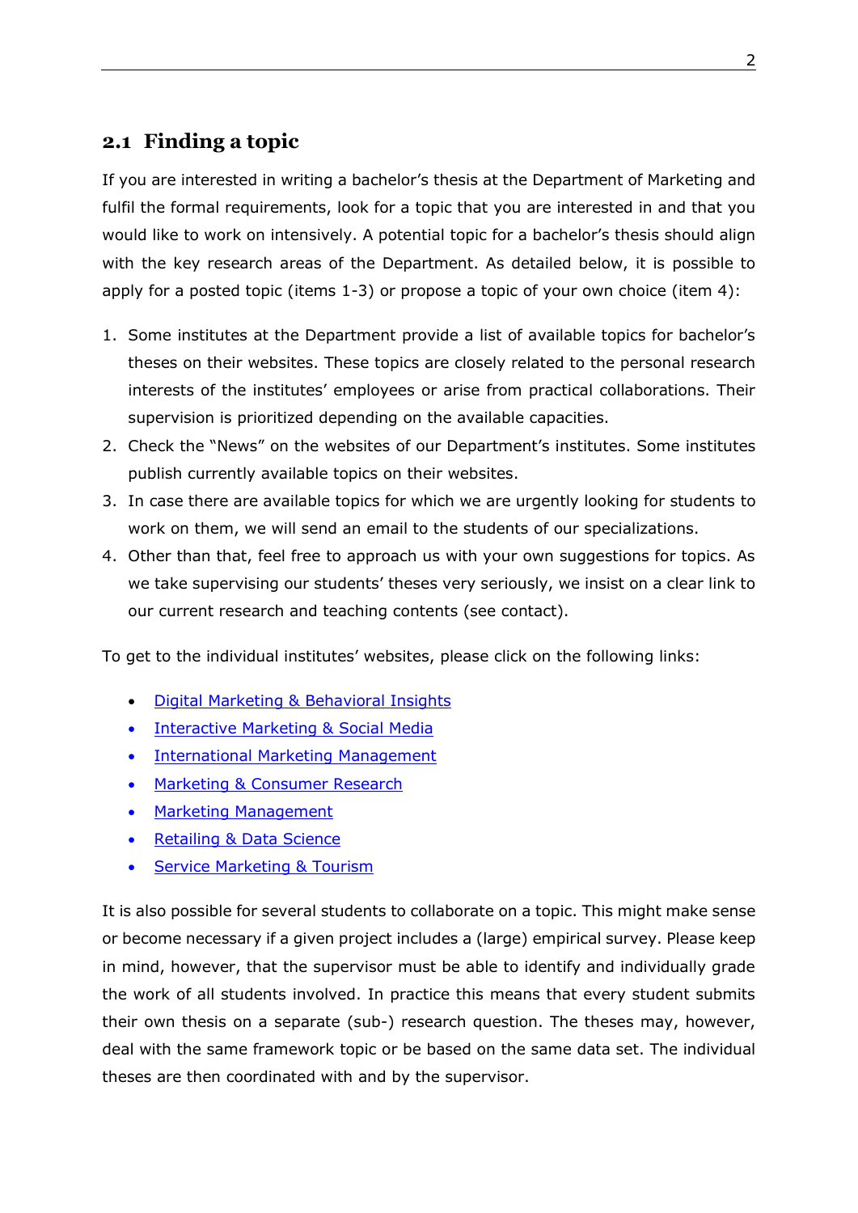## 2.1 Finding a topic

If you are interested in writing a bachelor's thesis at the Department of Marketing and fulfil the formal requirements, look for a topic that you are interested in and that you would like to work on intensively. A potential topic for a bachelor's thesis should align with the key research areas of the Department. As detailed below, it is possible to apply for a posted topic (items 1-3) or propose a topic of your own choice (item 4):

1. Some institutes at the Department provide a list of available topics for bachelor's theses on their websites. These topics are closely related to the personal research interests of the institutes' employees or arise from practical collaborations. Their supervision is prioritized depending on the available capacities.
2. Check the "News" on the websites of our Department's institutes. Some institutes publish currently available topics on their websites.
3. In case there are available topics for which we are urgently looking for students to work on them, we will send an email to the students of our specializations.
4. Other than that, feel free to approach us with your own suggestions for topics. As we take supervising our students' theses very seriously, we insist on a clear link to our current research and teaching contents (see contact).

To get to the individual institutes' websites, please click on the following links:

- Digital Marketing & Behavioral Insights
- Interactive Marketing & Social Media
- International Marketing Management
- Marketing & Consumer Research
- Marketing Management
- Retailing & Data Science
- Service Marketing & Tourism

It is also possible for several students to collaborate on a topic. This might make sense or become necessary if a given project includes a (large) empirical survey. Please keep in mind, however, that the supervisor must be able to identify and individually grade the work of all students involved. In practice this means that every student submits their own thesis on a separate (sub-) research question. The theses may, however, deal with the same framework topic or be based on the same data set. The individual theses are then coordinated with and by the supervisor.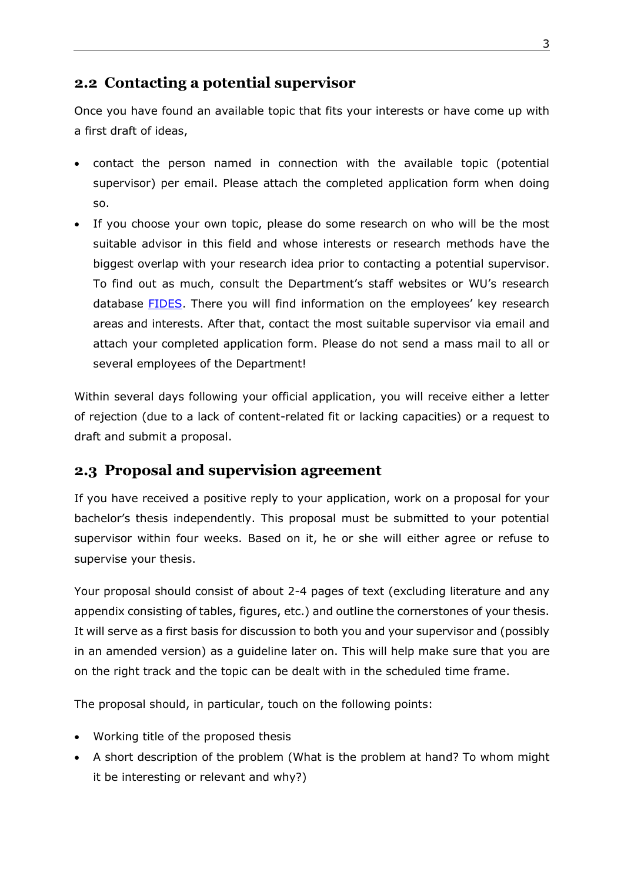## 2.2 Contacting a potential supervisor

Once you have found an available topic that fits your interests or have come up with a first draft of ideas,

- contact the person named in connection with the available topic (potential supervisor) per email. Please attach the completed application form when doing so.
- If you choose your own topic, please do some research on who will be the most suitable advisor in this field and whose interests or research methods have the biggest overlap with your research idea prior to contacting a potential supervisor. To find out as much, consult the Department's staff websites or WU's research database FIDES. There you will find information on the employees' key research areas and interests. After that, contact the most suitable supervisor via email and attach your completed application form. Please do not send a mass mail to all or several employees of the Department!

Within several days following your official application, you will receive either a letter of rejection (due to a lack of content-related fit or lacking capacities) or a request to draft and submit a proposal.

## 2.3 Proposal and supervision agreement

If you have received a positive reply to your application, work on a proposal for your bachelor's thesis independently. This proposal must be submitted to your potential supervisor within four weeks. Based on it, he or she will either agree or refuse to supervise your thesis.

Your proposal should consist of about 2-4 pages of text (excluding literature and any appendix consisting of tables, figures, etc.) and outline the cornerstones of your thesis. It will serve as a first basis for discussion to both you and your supervisor and (possibly in an amended version) as a guideline later on. This will help make sure that you are on the right track and the topic can be dealt with in the scheduled time frame.

The proposal should, in particular, touch on the following points:

- Working title of the proposed thesis
- A short description of the problem (What is the problem at hand? To whom might it be interesting or relevant and why?)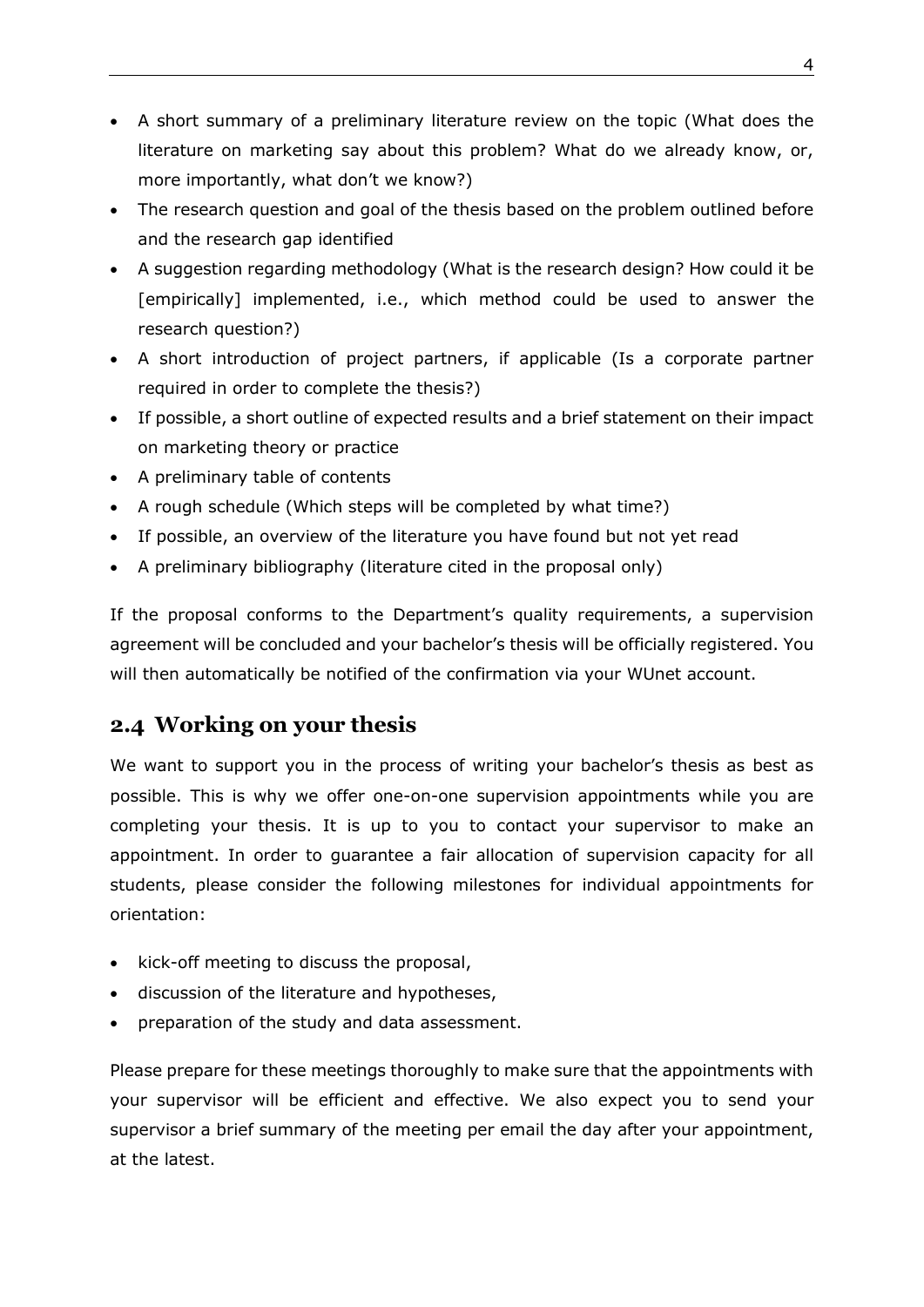- A short summary of a preliminary literature review on the topic (What does the literature on marketing say about this problem? What do we already know, or, more importantly, what don't we know?)
- The research question and goal of the thesis based on the problem outlined before and the research gap identified
- A suggestion regarding methodology (What is the research design? How could it be [empirically] implemented, i.e., which method could be used to answer the research question?)
- A short introduction of project partners, if applicable (Is a corporate partner required in order to complete the thesis?)
- If possible, a short outline of expected results and a brief statement on their impact on marketing theory or practice
- A preliminary table of contents
- A rough schedule (Which steps will be completed by what time?)
- If possible, an overview of the literature you have found but not yet read
- A preliminary bibliography (literature cited in the proposal only)

If the proposal conforms to the Department's quality requirements, a supervision agreement will be concluded and your bachelor's thesis will be officially registered. You will then automatically be notified of the confirmation via your WUnet account.

## 2.4 Working on your thesis

We want to support you in the process of writing your bachelor's thesis as best as possible. This is why we offer one-on-one supervision appointments while you are completing your thesis. It is up to you to contact your supervisor to make an appointment. In order to guarantee a fair allocation of supervision capacity for all students, please consider the following milestones for individual appointments for orientation:

- kick-off meeting to discuss the proposal,
- discussion of the literature and hypotheses,
- preparation of the study and data assessment.

Please prepare for these meetings thoroughly to make sure that the appointments with your supervisor will be efficient and effective. We also expect you to send your supervisor a brief summary of the meeting per email the day after your appointment, at the latest.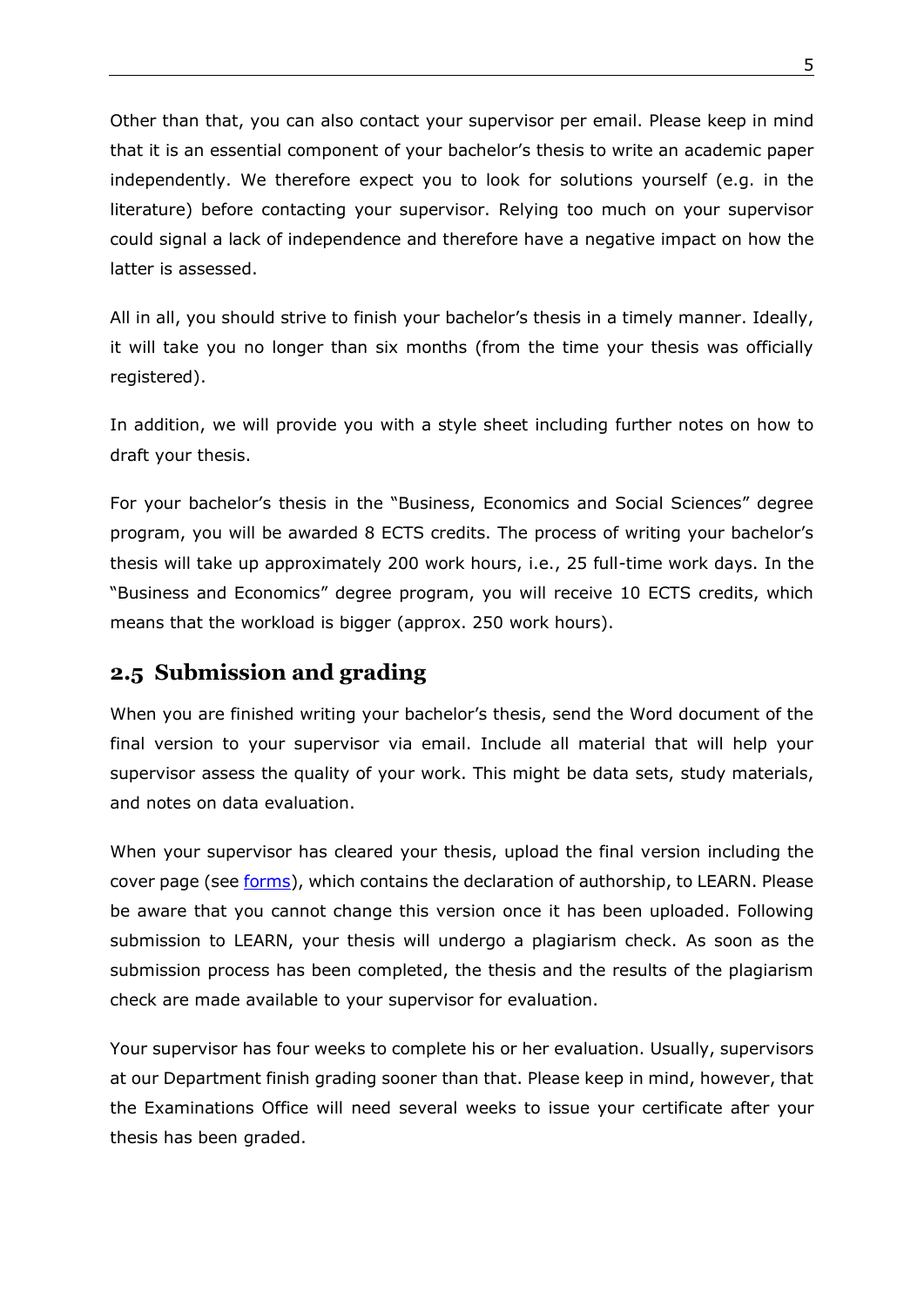Other than that, you can also contact your supervisor per email. Please keep in mind that it is an essential component of your bachelor's thesis to write an academic paper independently. We therefore expect you to look for solutions yourself (e.g. in the literature) before contacting your supervisor. Relying too much on your supervisor could signal a lack of independence and therefore have a negative impact on how the latter is assessed.

All in all, you should strive to finish your bachelor's thesis in a timely manner. Ideally, it will take you no longer than six months (from the time your thesis was officially registered).

In addition, we will provide you with a style sheet including further notes on how to draft your thesis.

For your bachelor's thesis in the "Business, Economics and Social Sciences" degree program, you will be awarded 8 ECTS credits. The process of writing your bachelor's thesis will take up approximately 200 work hours, i.e., 25 full-time work days. In the "Business and Economics" degree program, you will receive 10 ECTS credits, which means that the workload is bigger (approx. 250 work hours).

## 2.5 Submission and grading

When you are finished writing your bachelor's thesis, send the Word document of the final version to your supervisor via email. Include all material that will help your supervisor assess the quality of your work. This might be data sets, study materials, and notes on data evaluation.

When your supervisor has cleared your thesis, upload the final version including the cover page (see forms), which contains the declaration of authorship, to LEARN. Please be aware that you cannot change this version once it has been uploaded. Following submission to LEARN, your thesis will undergo a plagiarism check. As soon as the submission process has been completed, the thesis and the results of the plagiarism check are made available to your supervisor for evaluation.

Your supervisor has four weeks to complete his or her evaluation. Usually, supervisors at our Department finish grading sooner than that. Please keep in mind, however, that the Examinations Office will need several weeks to issue your certificate after your thesis has been graded.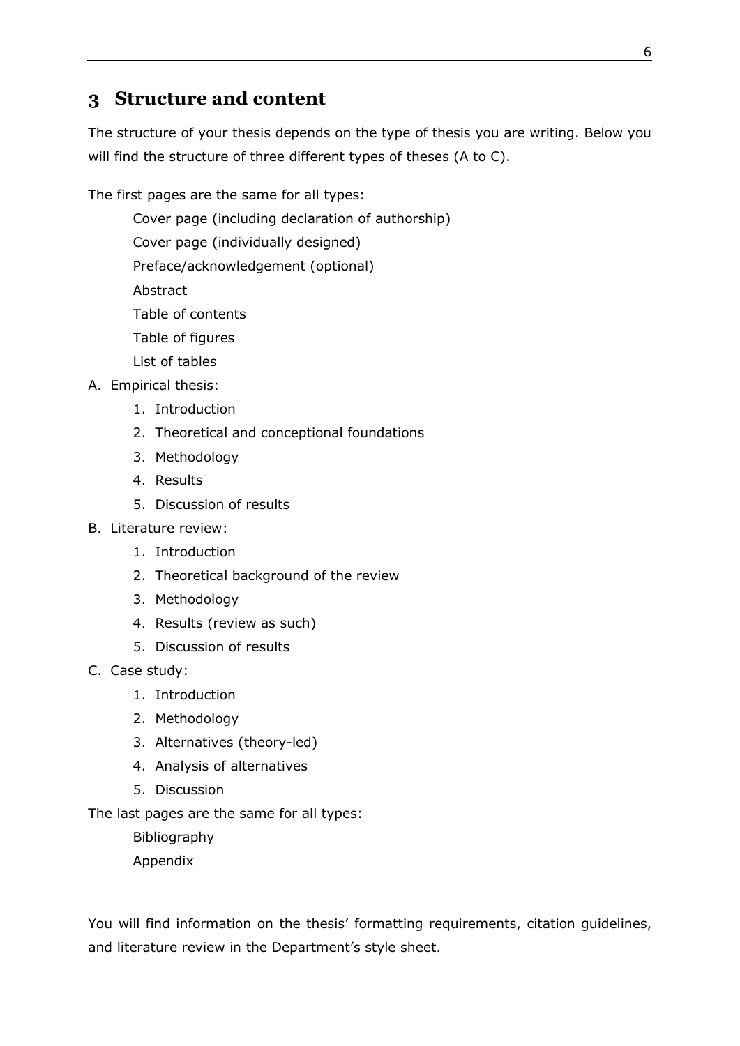# 3 Structure and content

The structure of your thesis depends on the type of thesis you are writing. Below you will find the structure of three different types of theses (A to C).

The first pages are the same for all types:

- Cover page (including declaration of authorship)
- Cover page (individually designed)
- Preface/acknowledgement (optional)
- Abstract
- Table of contents
- Table of figures
- List of tables

A. Empirical thesis:
   1. Introduction
   2. Theoretical and conceptional foundations
   3. Methodology
   4. Results
   5. Discussion of results

B. Literature review:
   1. Introduction
   2. Theoretical background of the review
   3. Methodology
   4. Results (review as such)
   5. Discussion of results

C. Case study:
   1. Introduction
   2. Methodology
   3. Alternatives (theory-led)
   4. Analysis of alternatives
   5. Discussion

The last pages are the same for all types:

- Bibliography
- Appendix

You will find information on the thesis' formatting requirements, citation guidelines, and literature review in the Department's style sheet.